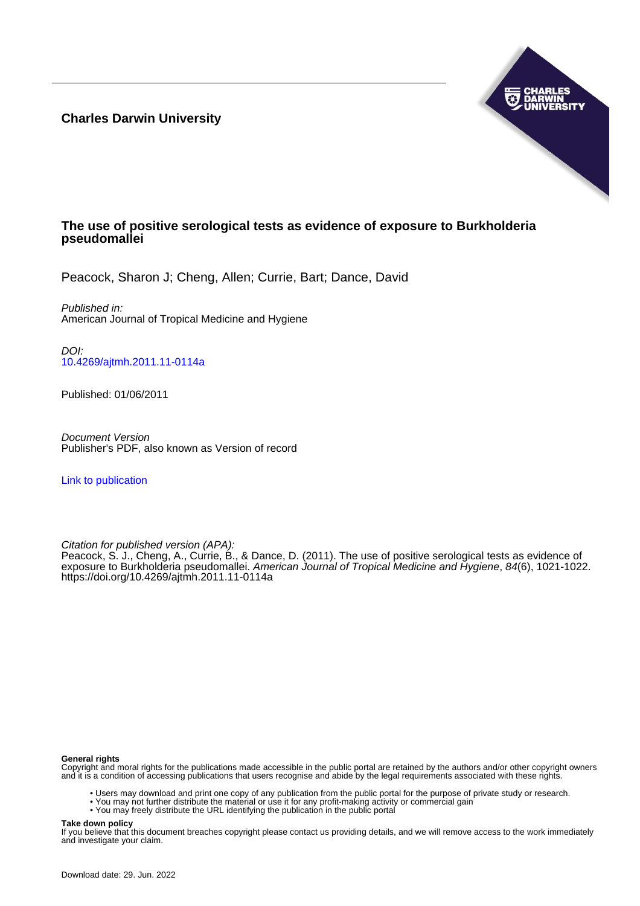**Charles Darwin University**

# The use of positive serological tests as evidence of exposure to Burkholderia pseudomallei

Peacock, Sharon J; Cheng, Allen; Currie, Bart; Dance, David

*Published in:*
American Journal of Tropical Medicine and Hygiene

*DOI:*
10.4269/ajtmh.2011.11-0114a

Published: 01/06/2011

*Document Version*
Publisher's PDF, also known as Version of record

Link to publication

*Citation for published version (APA):*
Peacock, S. J., Cheng, A., Currie, B., & Dance, D. (2011). The use of positive serological tests as evidence of exposure to Burkholderia pseudomallei. *American Journal of Tropical Medicine and Hygiene*, *84*(6), 1021-1022. https://doi.org/10.4269/ajtmh.2011.11-0114a

**General rights**
Copyright and moral rights for the publications made accessible in the public portal are retained by the authors and/or other copyright owners and it is a condition of accessing publications that users recognise and abide by the legal requirements associated with these rights.

- Users may download and print one copy of any publication from the public portal for the purpose of private study or research.
- You may not further distribute the material or use it for any profit-making activity or commercial gain
- You may freely distribute the URL identifying the publication in the public portal

**Take down policy**
If you believe that this document breaches copyright please contact us providing details, and we will remove access to the work immediately and investigate your claim.

Download date: 29. Jun. 2022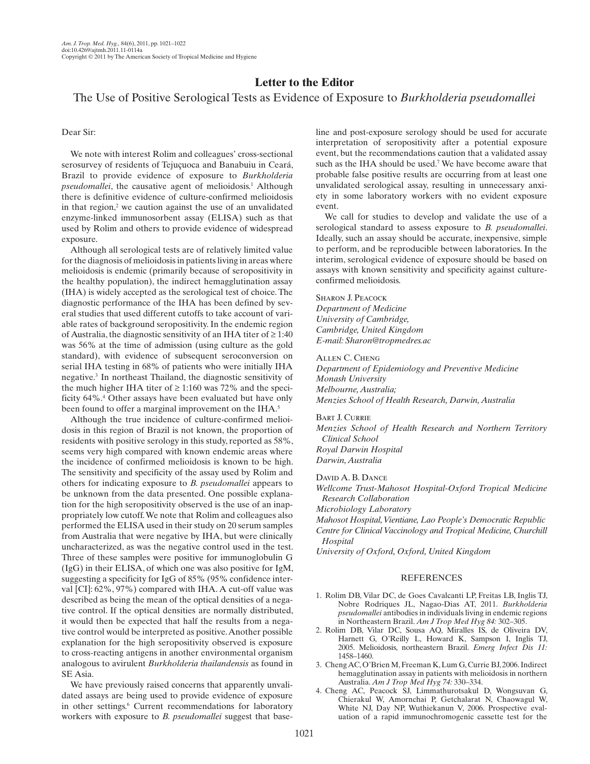# Letter to the Editor

## The Use of Positive Serological Tests as Evidence of Exposure to *Burkholderia pseudomallei*

Dear Sir:

We note with interest Rolim and colleagues' cross-sectional serosurvey of residents of Tejuçuoca and Banabuiu in Ceará, Brazil to provide evidence of exposure to *Burkholderia pseudomallei*, the causative agent of melioidosis.[1] Although there is definitive evidence of culture-confirmed melioidosis in that region,[2] we caution against the use of an unvalidated enzyme-linked immunosorbent assay (ELISA) such as that used by Rolim and others to provide evidence of widespread exposure.

Although all serological tests are of relatively limited value for the diagnosis of melioidosis in patients living in areas where melioidosis is endemic (primarily because of seropositivity in the healthy population), the indirect hemagglutination assay (IHA) is widely accepted as the serological test of choice. The diagnostic performance of the IHA has been defined by several studies that used different cutoffs to take account of variable rates of background seropositivity. In the endemic region of Australia, the diagnostic sensitivity of an IHA titer of ≥ 1:40 was 56% at the time of admission (using culture as the gold standard), with evidence of subsequent seroconversion on serial IHA testing in 68% of patients who were initially IHA negative.[3] In northeast Thailand, the diagnostic sensitivity of the much higher IHA titer of ≥ 1:160 was 72% and the specificity 64%.[4] Other assays have been evaluated but have only been found to offer a marginal improvement on the IHA.[5]

Although the true incidence of culture-confirmed melioidosis in this region of Brazil is not known, the proportion of residents with positive serology in this study, reported as 58%, seems very high compared with known endemic areas where the incidence of confirmed melioidosis is known to be high. The sensitivity and specificity of the assay used by Rolim and others for indicating exposure to *B. pseudomallei* appears to be unknown from the data presented. One possible explanation for the high seropositivity observed is the use of an inappropriately low cutoff. We note that Rolim and colleagues also performed the ELISA used in their study on 20 serum samples from Australia that were negative by IHA, but were clinically uncharacterized, as was the negative control used in the test. Three of these samples were positive for immunoglobulin G (IgG) in their ELISA, of which one was also positive for IgM, suggesting a specificity for IgG of 85% (95% confidence interval [CI]: 62%, 97%) compared with IHA. A cut-off value was described as being the mean of the optical densities of a negative control. If the optical densities are normally distributed, it would then be expected that half the results from a negative control would be interpreted as positive. Another possible explanation for the high seropositivity observed is exposure to cross-reacting antigens in another environmental organism analogous to avirulent *Burkholderia thailandensis* as found in SE Asia.

We have previously raised concerns that apparently unvalidated assays are being used to provide evidence of exposure in other settings.[6] Current recommendations for laboratory workers with exposure to *B. pseudomallei* suggest that baseline and post-exposure serology should be used for accurate interpretation of seropositivity after a potential exposure event, but the recommendations caution that a validated assay such as the IHA should be used.[7] We have become aware that probable false positive results are occurring from at least one unvalidated serological assay, resulting in unnecessary anxiety in some laboratory workers with no evident exposure event.

We call for studies to develop and validate the use of a serological standard to assess exposure to *B. pseudomallei*. Ideally, such an assay should be accurate, inexpensive, simple to perform, and be reproducible between laboratories. In the interim, serological evidence of exposure should be based on assays with known sensitivity and specificity against culture-confirmed melioidosis.

Sharon J. Peacock
*Department of Medicine*
*University of Cambridge,*
*Cambridge, United Kingdom*
*E-mail: Sharon@tropmedres.ac*

Allen C. Cheng
*Department of Epidemiology and Preventive Medicine*
*Monash University*
*Melbourne, Australia;*
*Menzies School of Health Research, Darwin, Australia*

Bart J. Currie
*Menzies School of Health Research and Northern Territory Clinical School*
*Royal Darwin Hospital*
*Darwin, Australia*

David A. B. Dance
*Wellcome Trust-Mahosot Hospital-Oxford Tropical Medicine Research Collaboration*
*Microbiology Laboratory*
*Mahosot Hospital, Vientiane, Lao People's Democratic Republic*
*Centre for Clinical Vaccinology and Tropical Medicine, Churchill Hospital*
*University of Oxford, Oxford, United Kingdom*

## REFERENCES

1. Rolim DB, Vilar DC, de Goes Cavalcanti LP, Freitas LB, Inglis TJ, Nobre Rodriques JL, Nagao-Dias AT, 2011. *Burkholderia pseudomallei* antibodies in individuals living in endemic regions in Northeastern Brazil. *Am J Trop Med Hyg 84:* 302–305.
2. Rolim DB, Vilar DC, Sousa AQ, Miralles IS, de Oliveira DV, Harnett G, O'Reilly L, Howard K, Sampson I, Inglis TJ, 2005. Melioidosis, northeastern Brazil. *Emerg Infect Dis 11:* 1458–1460.
3. Cheng AC, O'Brien M, Freeman K, Lum G, Currie BJ, 2006. Indirect hemagglutination assay in patients with melioidosis in northern Australia. *Am J Trop Med Hyg 74:* 330–334.
4. Cheng AC, Peacock SJ, Limmathurotsakul D, Wongsuvan G, Chierakul W, Amornchai P, Getchalarat N, Chaowagul W, White NJ, Day NP, Wuthiekanun V, 2006. Prospective evaluation of a rapid immunochromogenic cassette test for the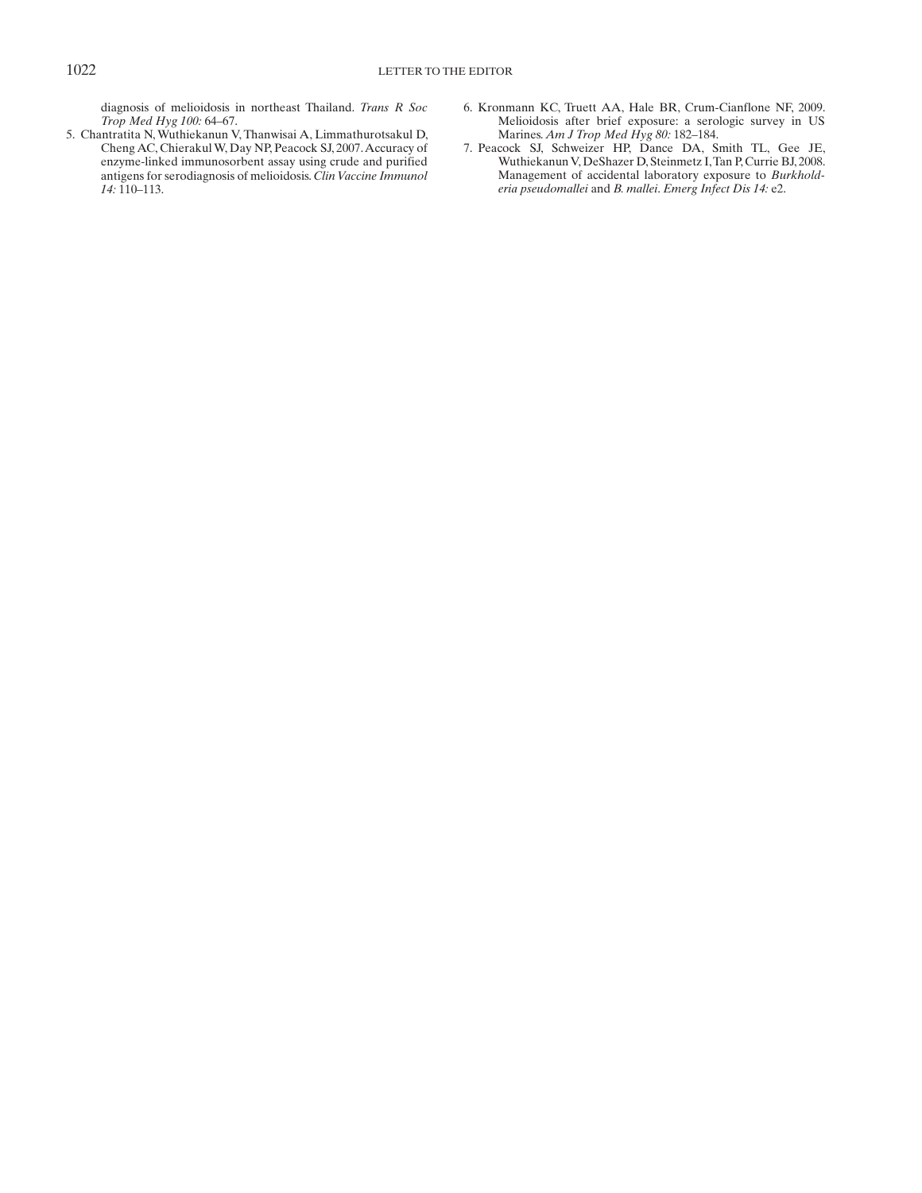diagnosis of melioidosis in northeast Thailand. *Trans R Soc Trop Med Hyg 100:* 64–67.

5. Chantratita N, Wuthiekanun V, Thanwisai A, Limmathurotsakul D, Cheng AC, Chierakul W, Day NP, Peacock SJ, 2007. Accuracy of enzyme-linked immunosorbent assay using crude and purified antigens for serodiagnosis of melioidosis. *Clin Vaccine Immunol 14:* 110–113.
6. Kronmann KC, Truett AA, Hale BR, Crum-Cianflone NF, 2009. Melioidosis after brief exposure: a serologic survey in US Marines. *Am J Trop Med Hyg 80:* 182–184.
7. Peacock SJ, Schweizer HP, Dance DA, Smith TL, Gee JE, Wuthiekanun V, DeShazer D, Steinmetz I, Tan P, Currie BJ, 2008. Management of accidental laboratory exposure to *Burkholderia pseudomallei* and *B. mallei*. *Emerg Infect Dis 14:* e2.